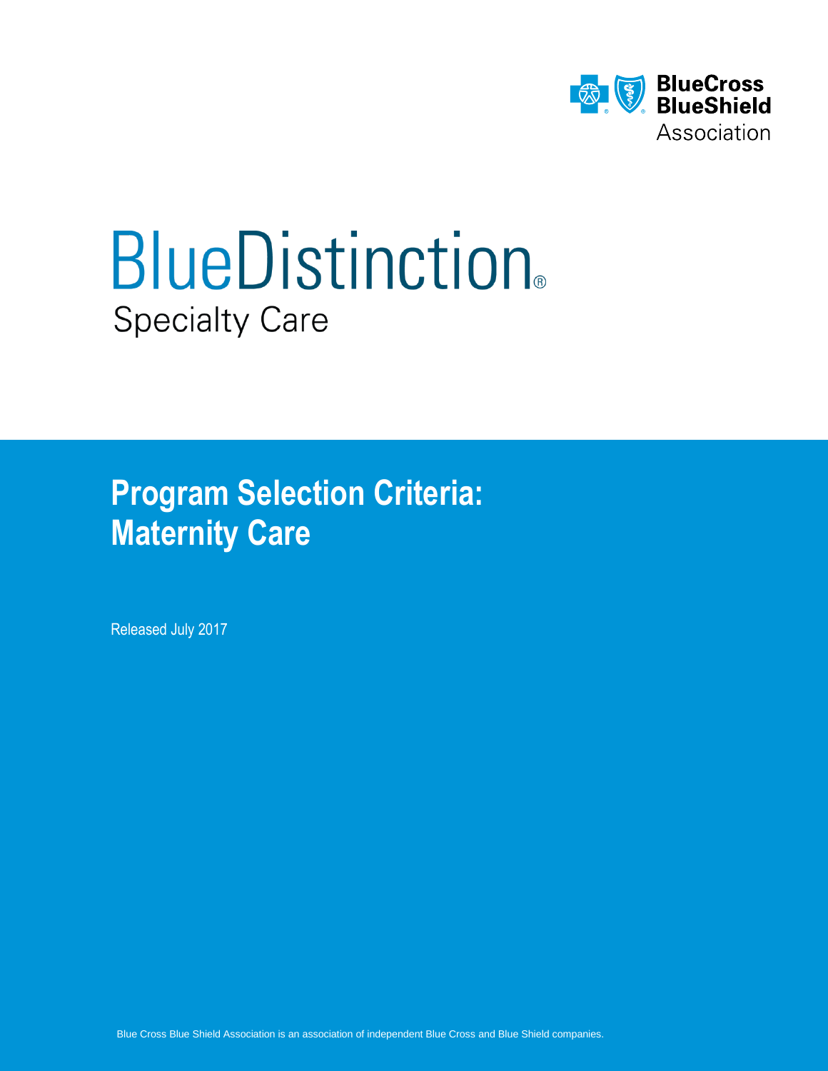BlueCross BlueShield Association

# BlueDistinction®

Specialty Care

## Program Selection Criteria: Maternity Care

Released July 2017

Blue Cross Blue Shield Association is an association of independent Blue Cross and Blue Shield companies.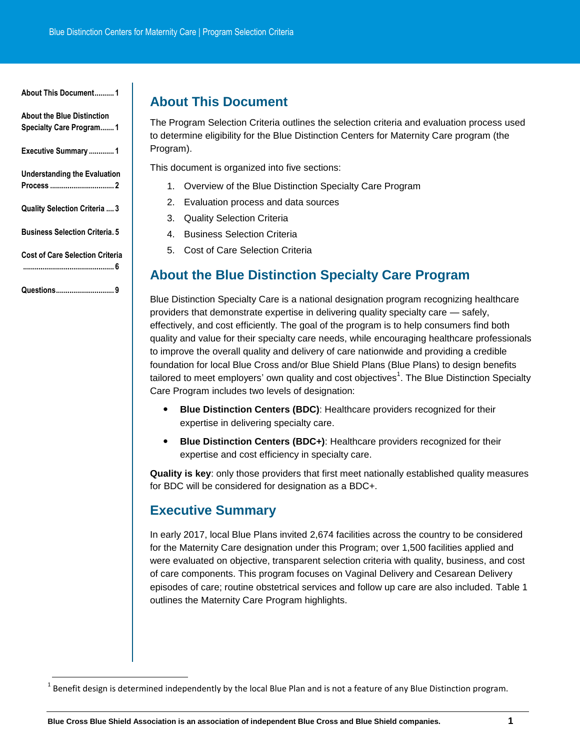| | |
|---|---|
| About This Document | 1 |
| About the Blue Distinction Specialty Care Program | 1 |
| Executive Summary | 1 |
| Understanding the Evaluation Process | 2 |
| Quality Selection Criteria | 3 |
| Business Selection Criteria | 5 |
| Cost of Care Selection Criteria | 6 |
| Questions | 9 |

## About This Document

The Program Selection Criteria outlines the selection criteria and evaluation process used to determine eligibility for the Blue Distinction Centers for Maternity Care program (the Program).

This document is organized into five sections:

1. Overview of the Blue Distinction Specialty Care Program
2. Evaluation process and data sources
3. Quality Selection Criteria
4. Business Selection Criteria
5. Cost of Care Selection Criteria

## About the Blue Distinction Specialty Care Program

Blue Distinction Specialty Care is a national designation program recognizing healthcare providers that demonstrate expertise in delivering quality specialty care — safely, effectively, and cost efficiently. The goal of the program is to help consumers find both quality and value for their specialty care needs, while encouraging healthcare professionals to improve the overall quality and delivery of care nationwide and providing a credible foundation for local Blue Cross and/or Blue Shield Plans (Blue Plans) to design benefits tailored to meet employers' own quality and cost objectives[1]. The Blue Distinction Specialty Care Program includes two levels of designation:

- **Blue Distinction Centers (BDC)**: Healthcare providers recognized for their expertise in delivering specialty care.
- **Blue Distinction Centers (BDC+)**: Healthcare providers recognized for their expertise and cost efficiency in specialty care.

**Quality is key**: only those providers that first meet nationally established quality measures for BDC will be considered for designation as a BDC+.

## Executive Summary

In early 2017, local Blue Plans invited 2,674 facilities across the country to be considered for the Maternity Care designation under this Program; over 1,500 facilities applied and were evaluated on objective, transparent selection criteria with quality, business, and cost of care components. This program focuses on Vaginal Delivery and Cesarean Delivery episodes of care; routine obstetrical services and follow up care are also included. Table 1 outlines the Maternity Care Program highlights.

[1] Benefit design is determined independently by the local Blue Plan and is not a feature of any Blue Distinction program.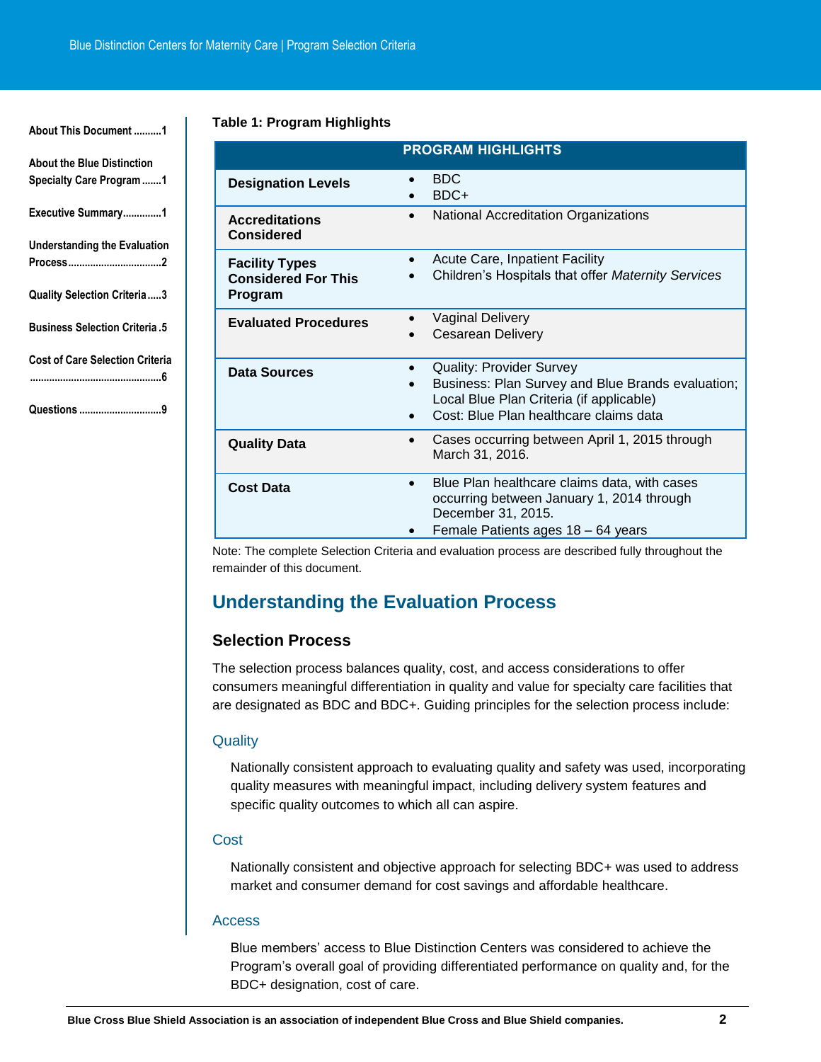**Table 1: Program Highlights**

| PROGRAM HIGHLIGHTS | |
|---|---|
| **Designation Levels** | • BDC<br>• BDC+ |
| **Accreditations Considered** | • National Accreditation Organizations |
| **Facility Types Considered For This Program** | • Acute Care, Inpatient Facility<br>• Children's Hospitals that offer *Maternity Services* |
| **Evaluated Procedures** | • Vaginal Delivery<br>• Cesarean Delivery |
| **Data Sources** | • Quality: Provider Survey<br>• Business: Plan Survey and Blue Brands evaluation; Local Blue Plan Criteria (if applicable)<br>• Cost: Blue Plan healthcare claims data |
| **Quality Data** | • Cases occurring between April 1, 2015 through March 31, 2016. |
| **Cost Data** | • Blue Plan healthcare claims data, with cases occurring between January 1, 2014 through December 31, 2015.<br>• Female Patients ages 18 – 64 years |

Note: The complete Selection Criteria and evaluation process are described fully throughout the remainder of this document.

## Understanding the Evaluation Process

### Selection Process

The selection process balances quality, cost, and access considerations to offer consumers meaningful differentiation in quality and value for specialty care facilities that are designated as BDC and BDC+. Guiding principles for the selection process include:

#### Quality

Nationally consistent approach to evaluating quality and safety was used, incorporating quality measures with meaningful impact, including delivery system features and specific quality outcomes to which all can aspire.

#### Cost

Nationally consistent and objective approach for selecting BDC+ was used to address market and consumer demand for cost savings and affordable healthcare.

#### Access

Blue members' access to Blue Distinction Centers was considered to achieve the Program's overall goal of providing differentiated performance on quality and, for the BDC+ designation, cost of care.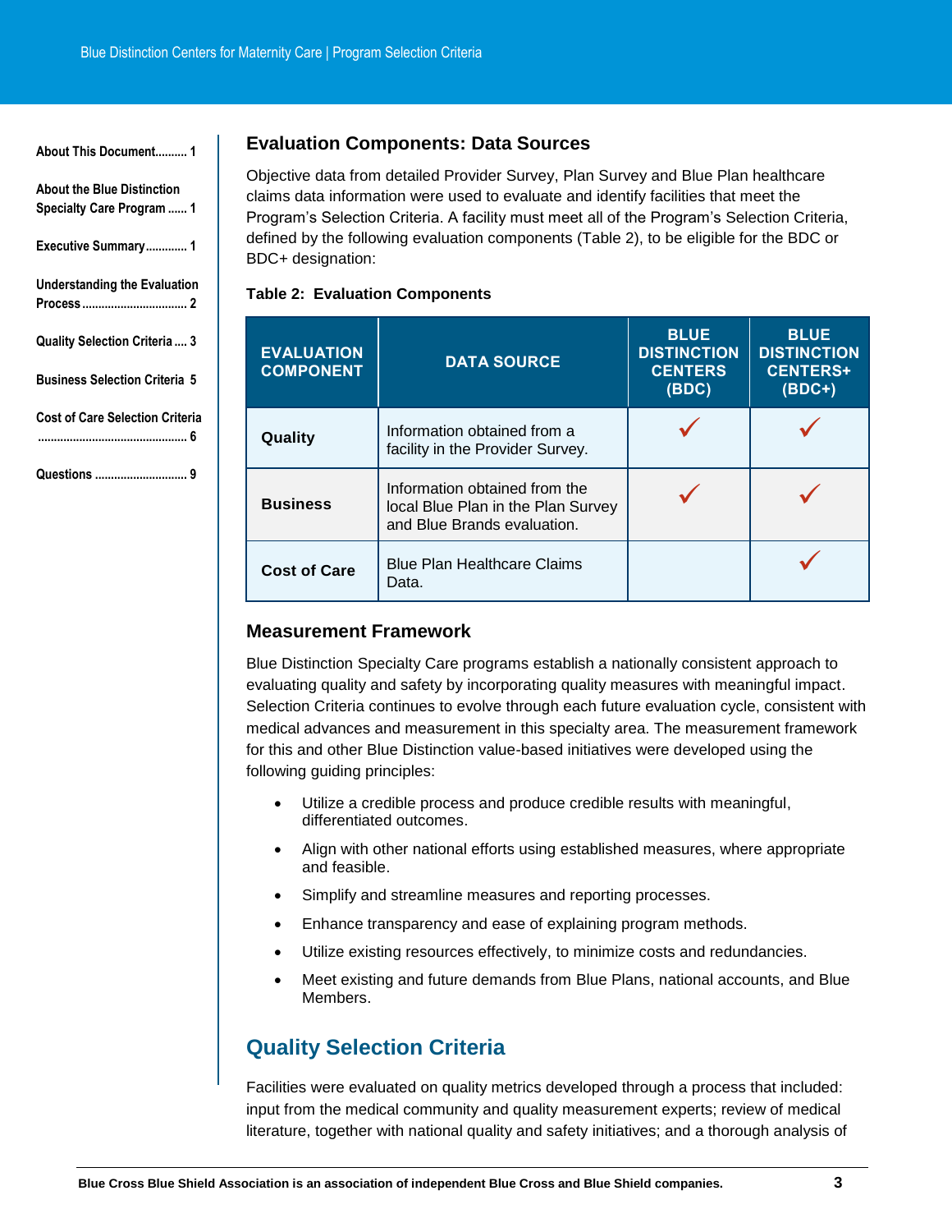## Evaluation Components: Data Sources

Objective data from detailed Provider Survey, Plan Survey and Blue Plan healthcare claims data information were used to evaluate and identify facilities that meet the Program's Selection Criteria. A facility must meet all of the Program's Selection Criteria, defined by the following evaluation components (Table 2), to be eligible for the BDC or BDC+ designation:

**Table 2: Evaluation Components**

| EVALUATION COMPONENT | DATA SOURCE | BLUE DISTINCTION CENTERS (BDC) | BLUE DISTINCTION CENTERS+ (BDC+) |
|---|---|---|---|
| **Quality** | Information obtained from a facility in the Provider Survey. | ✓ | ✓ |
| **Business** | Information obtained from the local Blue Plan in the Plan Survey and Blue Brands evaluation. | ✓ | ✓ |
| **Cost of Care** | Blue Plan Healthcare Claims Data. | | ✓ |

## Measurement Framework

Blue Distinction Specialty Care programs establish a nationally consistent approach to evaluating quality and safety by incorporating quality measures with meaningful impact. Selection Criteria continues to evolve through each future evaluation cycle, consistent with medical advances and measurement in this specialty area. The measurement framework for this and other Blue Distinction value-based initiatives were developed using the following guiding principles:

- Utilize a credible process and produce credible results with meaningful, differentiated outcomes.
- Align with other national efforts using established measures, where appropriate and feasible.
- Simplify and streamline measures and reporting processes.
- Enhance transparency and ease of explaining program methods.
- Utilize existing resources effectively, to minimize costs and redundancies.
- Meet existing and future demands from Blue Plans, national accounts, and Blue Members.

# Quality Selection Criteria

Facilities were evaluated on quality metrics developed through a process that included: input from the medical community and quality measurement experts; review of medical literature, together with national quality and safety initiatives; and a thorough analysis of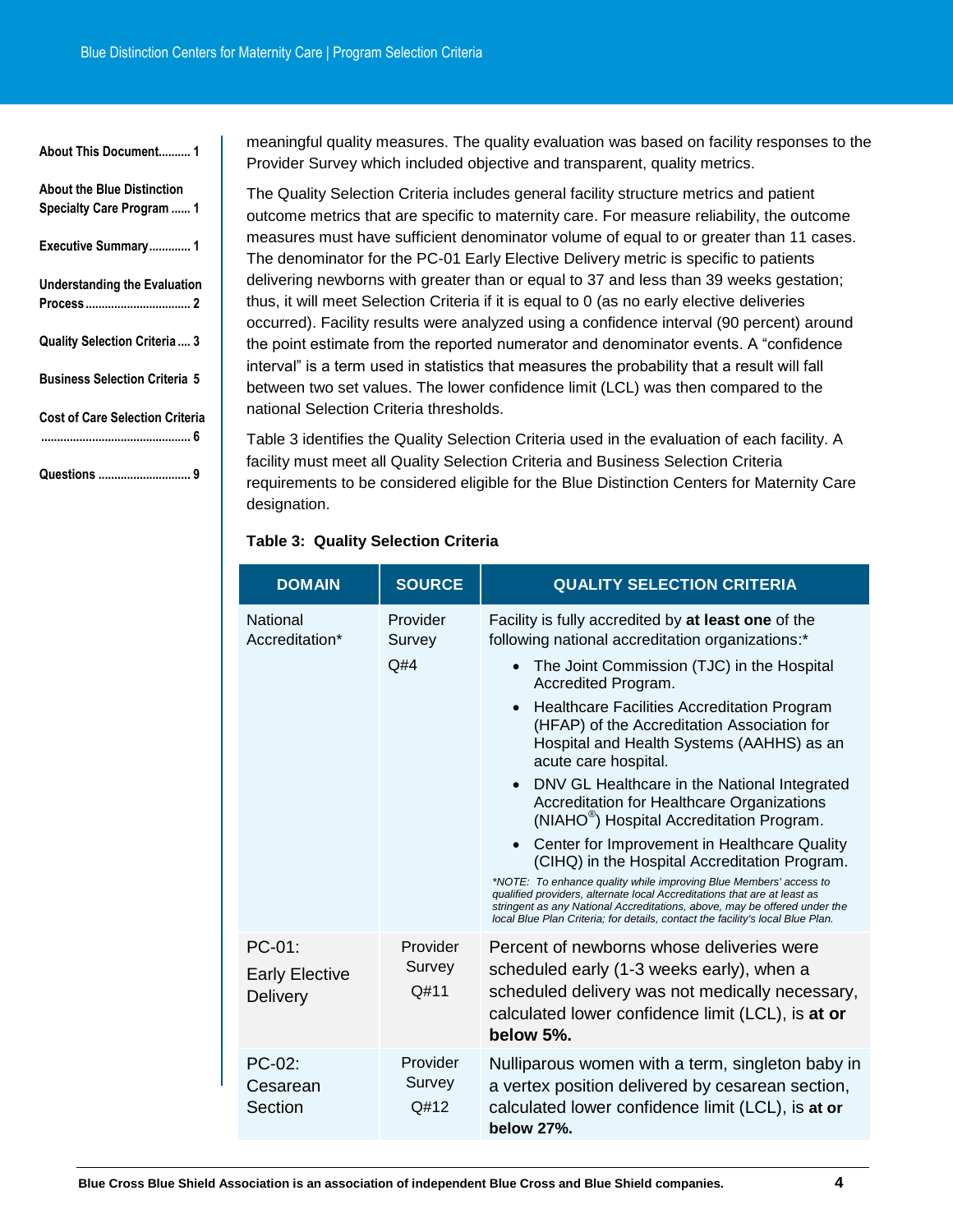meaningful quality measures. The quality evaluation was based on facility responses to the Provider Survey which included objective and transparent, quality metrics.

The Quality Selection Criteria includes general facility structure metrics and patient outcome metrics that are specific to maternity care. For measure reliability, the outcome measures must have sufficient denominator volume of equal to or greater than 11 cases. The denominator for the PC-01 Early Elective Delivery metric is specific to patients delivering newborns with greater than or equal to 37 and less than 39 weeks gestation; thus, it will meet Selection Criteria if it is equal to 0 (as no early elective deliveries occurred). Facility results were analyzed using a confidence interval (90 percent) around the point estimate from the reported numerator and denominator events. A "confidence interval" is a term used in statistics that measures the probability that a result will fall between two set values. The lower confidence limit (LCL) was then compared to the national Selection Criteria thresholds.

Table 3 identifies the Quality Selection Criteria used in the evaluation of each facility. A facility must meet all Quality Selection Criteria and Business Selection Criteria requirements to be considered eligible for the Blue Distinction Centers for Maternity Care designation.

**Table 3: Quality Selection Criteria**

| DOMAIN | SOURCE | QUALITY SELECTION CRITERIA |
|---|---|---|
| National Accreditation* | Provider Survey Q#4 | Facility is fully accredited by **at least one** of the following national accreditation organizations:* <br>• The Joint Commission (TJC) in the Hospital Accredited Program. <br>• Healthcare Facilities Accreditation Program (HFAP) of the Accreditation Association for Hospital and Health Systems (AAHHS) as an acute care hospital. <br>• DNV GL Healthcare in the National Integrated Accreditation for Healthcare Organizations (NIAHO®) Hospital Accreditation Program. <br>• Center for Improvement in Healthcare Quality (CIHQ) in the Hospital Accreditation Program. <br>*\*NOTE: To enhance quality while improving Blue Members' access to qualified providers, alternate local Accreditations that are at least as stringent as any National Accreditations, above, may be offered under the local Blue Plan Criteria; for details, contact the facility's local Blue Plan.* |
| PC-01: Early Elective Delivery | Provider Survey Q#11 | Percent of newborns whose deliveries were scheduled early (1-3 weeks early), when a scheduled delivery was not medically necessary, calculated lower confidence limit (LCL), is **at or below 5%.** |
| PC-02: Cesarean Section | Provider Survey Q#12 | Nulliparous women with a term, singleton baby in a vertex position delivered by cesarean section, calculated lower confidence limit (LCL), is **at or below 27%.** |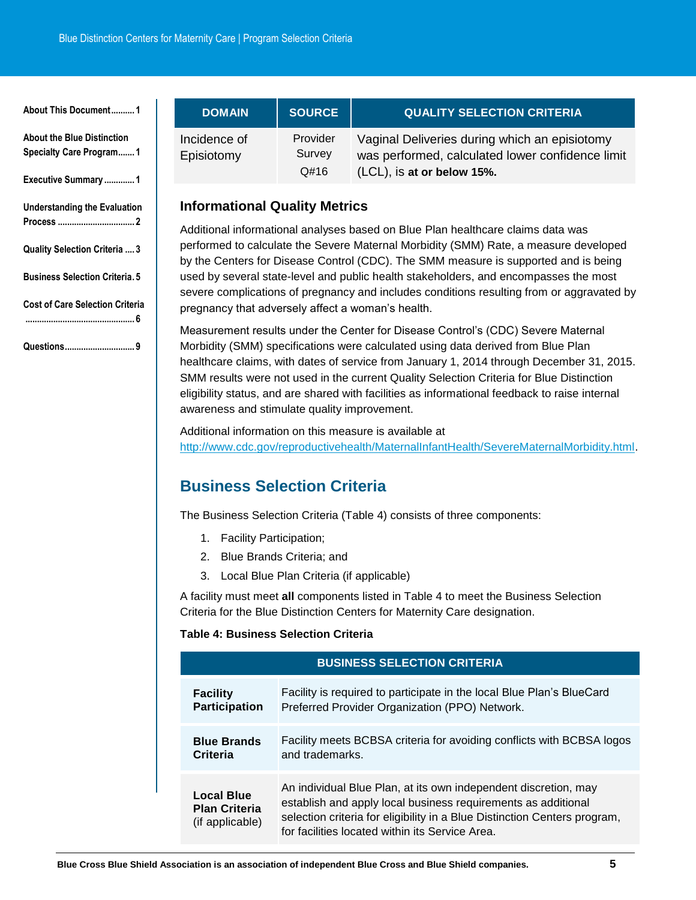| DOMAIN | SOURCE | QUALITY SELECTION CRITERIA |
| --- | --- | --- |
| Incidence of Episiotomy | Provider Survey Q#16 | Vaginal Deliveries during which an episiotomy was performed, calculated lower confidence limit (LCL), is **at or below 15%.** |

### Informational Quality Metrics

Additional informational analyses based on Blue Plan healthcare claims data was performed to calculate the Severe Maternal Morbidity (SMM) Rate, a measure developed by the Centers for Disease Control (CDC). The SMM measure is supported and is being used by several state-level and public health stakeholders, and encompasses the most severe complications of pregnancy and includes conditions resulting from or aggravated by pregnancy that adversely affect a woman's health.

Measurement results under the Center for Disease Control's (CDC) Severe Maternal Morbidity (SMM) specifications were calculated using data derived from Blue Plan healthcare claims, with dates of service from January 1, 2014 through December 31, 2015. SMM results were not used in the current Quality Selection Criteria for Blue Distinction eligibility status, and are shared with facilities as informational feedback to raise internal awareness and stimulate quality improvement.

Additional information on this measure is available at http://www.cdc.gov/reproductivehealth/MaternalInfantHealth/SevereMaternalMorbidity.html.

## Business Selection Criteria

The Business Selection Criteria (Table 4) consists of three components:

1. Facility Participation;
2. Blue Brands Criteria; and
3. Local Blue Plan Criteria (if applicable)

A facility must meet **all** components listed in Table 4 to meet the Business Selection Criteria for the Blue Distinction Centers for Maternity Care designation.

**Table 4: Business Selection Criteria**

| BUSINESS SELECTION CRITERIA | |
| --- | --- |
| **Facility Participation** | Facility is required to participate in the local Blue Plan's BlueCard Preferred Provider Organization (PPO) Network. |
| **Blue Brands Criteria** | Facility meets BCBSA criteria for avoiding conflicts with BCBSA logos and trademarks. |
| **Local Blue Plan Criteria** (if applicable) | An individual Blue Plan, at its own independent discretion, may establish and apply local business requirements as additional selection criteria for eligibility in a Blue Distinction Centers program, for facilities located within its Service Area. |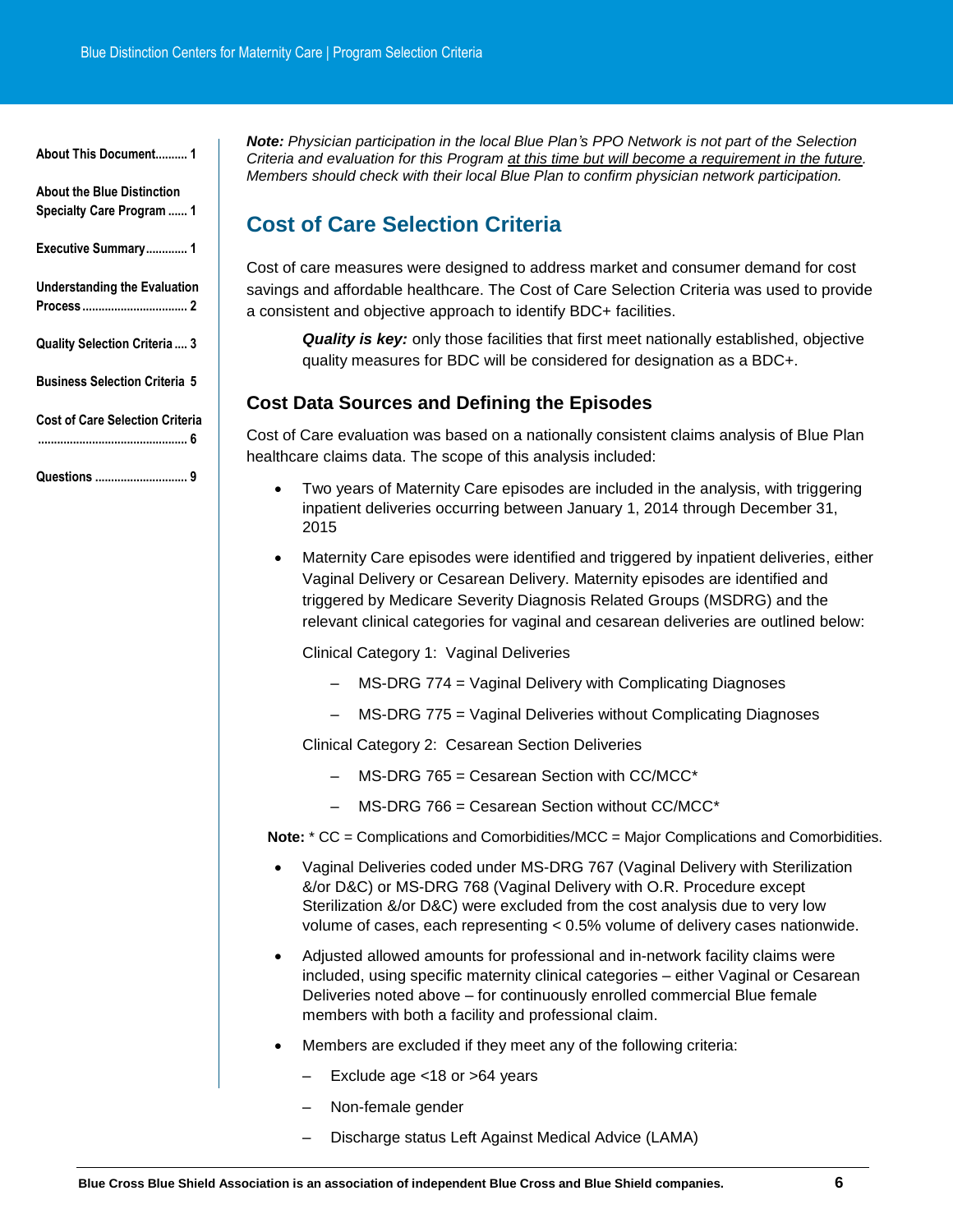***Note:** Physician participation in the local Blue Plan's PPO Network is not part of the Selection Criteria and evaluation for this Program at this time but will become a requirement in the future. Members should check with their local Blue Plan to confirm physician network participation.*

## Cost of Care Selection Criteria

Cost of care measures were designed to address market and consumer demand for cost savings and affordable healthcare. The Cost of Care Selection Criteria was used to provide a consistent and objective approach to identify BDC+ facilities.

> ***Quality is key:*** only those facilities that first meet nationally established, objective quality measures for BDC will be considered for designation as a BDC+.

### Cost Data Sources and Defining the Episodes

Cost of Care evaluation was based on a nationally consistent claims analysis of Blue Plan healthcare claims data. The scope of this analysis included:

- Two years of Maternity Care episodes are included in the analysis, with triggering inpatient deliveries occurring between January 1, 2014 through December 31, 2015
- Maternity Care episodes were identified and triggered by inpatient deliveries, either Vaginal Delivery or Cesarean Delivery. Maternity episodes are identified and triggered by Medicare Severity Diagnosis Related Groups (MSDRG) and the relevant clinical categories for vaginal and cesarean deliveries are outlined below:

  Clinical Category 1: Vaginal Deliveries

  - MS-DRG 774 = Vaginal Delivery with Complicating Diagnoses
  - MS-DRG 775 = Vaginal Deliveries without Complicating Diagnoses

  Clinical Category 2: Cesarean Section Deliveries

  - MS-DRG 765 = Cesarean Section with CC/MCC*
  - MS-DRG 766 = Cesarean Section without CC/MCC*

**Note:** * CC = Complications and Comorbidities/MCC = Major Complications and Comorbidities.

- Vaginal Deliveries coded under MS-DRG 767 (Vaginal Delivery with Sterilization &/or D&C) or MS-DRG 768 (Vaginal Delivery with O.R. Procedure except Sterilization &/or D&C) were excluded from the cost analysis due to very low volume of cases, each representing < 0.5% volume of delivery cases nationwide.
- Adjusted allowed amounts for professional and in-network facility claims were included, using specific maternity clinical categories – either Vaginal or Cesarean Deliveries noted above – for continuously enrolled commercial Blue female members with both a facility and professional claim.
- Members are excluded if they meet any of the following criteria:
  - Exclude age <18 or >64 years
  - Non-female gender
  - Discharge status Left Against Medical Advice (LAMA)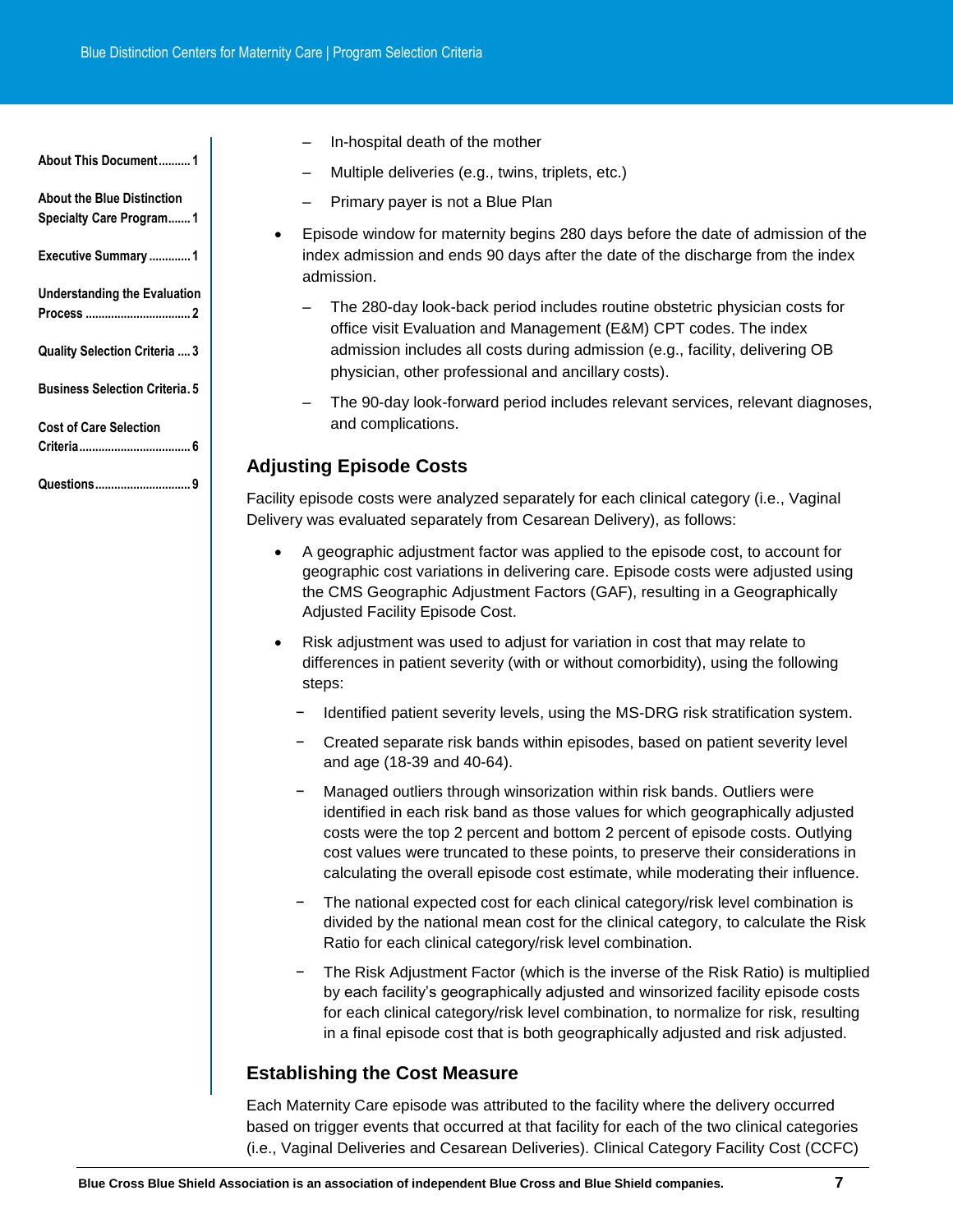- In-hospital death of the mother
  - Multiple deliveries (e.g., twins, triplets, etc.)
  - Primary payer is not a Blue Plan
- Episode window for maternity begins 280 days before the date of admission of the index admission and ends 90 days after the date of the discharge from the index admission.
  - The 280-day look-back period includes routine obstetric physician costs for office visit Evaluation and Management (E&M) CPT codes. The index admission includes all costs during admission (e.g., facility, delivering OB physician, other professional and ancillary costs).
  - The 90-day look-forward period includes relevant services, relevant diagnoses, and complications.

## Adjusting Episode Costs

Facility episode costs were analyzed separately for each clinical category (i.e., Vaginal Delivery was evaluated separately from Cesarean Delivery), as follows:

- A geographic adjustment factor was applied to the episode cost, to account for geographic cost variations in delivering care. Episode costs were adjusted using the CMS Geographic Adjustment Factors (GAF), resulting in a Geographically Adjusted Facility Episode Cost.
- Risk adjustment was used to adjust for variation in cost that may relate to differences in patient severity (with or without comorbidity), using the following steps:
  - Identified patient severity levels, using the MS-DRG risk stratification system.
  - Created separate risk bands within episodes, based on patient severity level and age (18-39 and 40-64).
  - Managed outliers through winsorization within risk bands. Outliers were identified in each risk band as those values for which geographically adjusted costs were the top 2 percent and bottom 2 percent of episode costs. Outlying cost values were truncated to these points, to preserve their considerations in calculating the overall episode cost estimate, while moderating their influence.
  - The national expected cost for each clinical category/risk level combination is divided by the national mean cost for the clinical category, to calculate the Risk Ratio for each clinical category/risk level combination.
  - The Risk Adjustment Factor (which is the inverse of the Risk Ratio) is multiplied by each facility's geographically adjusted and winsorized facility episode costs for each clinical category/risk level combination, to normalize for risk, resulting in a final episode cost that is both geographically adjusted and risk adjusted.

## Establishing the Cost Measure

Each Maternity Care episode was attributed to the facility where the delivery occurred based on trigger events that occurred at that facility for each of the two clinical categories (i.e., Vaginal Deliveries and Cesarean Deliveries). Clinical Category Facility Cost (CCFC)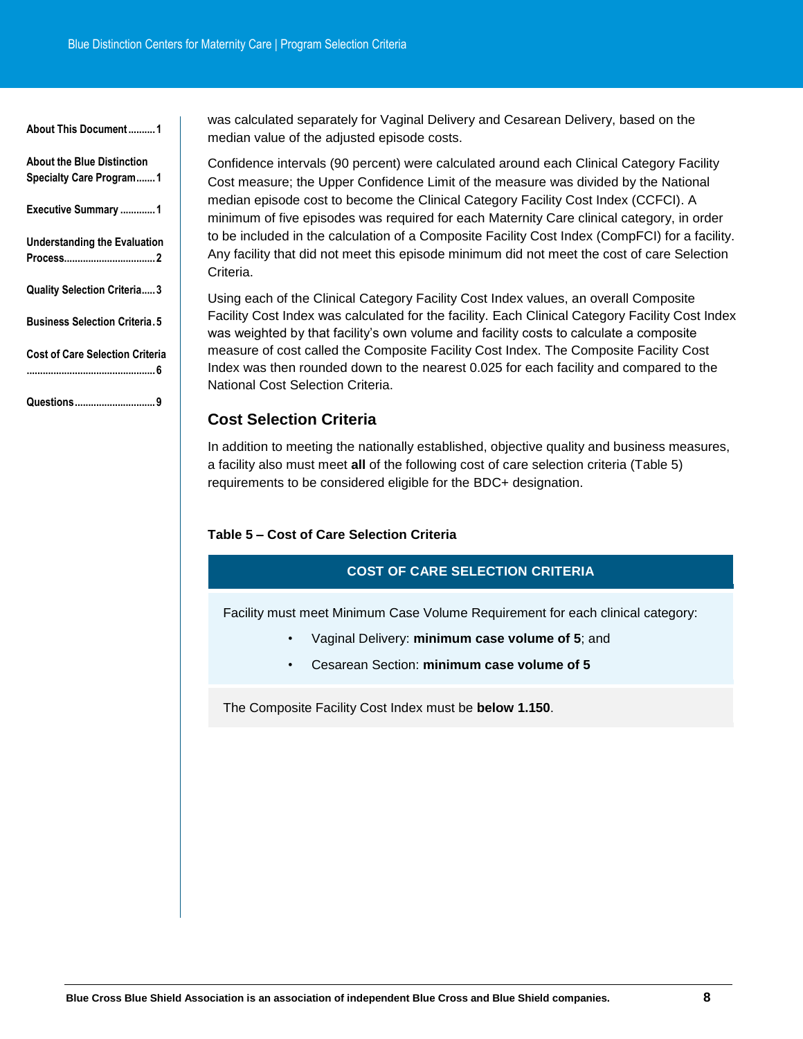was calculated separately for Vaginal Delivery and Cesarean Delivery, based on the median value of the adjusted episode costs.

Confidence intervals (90 percent) were calculated around each Clinical Category Facility Cost measure; the Upper Confidence Limit of the measure was divided by the National median episode cost to become the Clinical Category Facility Cost Index (CCFCI). A minimum of five episodes was required for each Maternity Care clinical category, in order to be included in the calculation of a Composite Facility Cost Index (CompFCI) for a facility. Any facility that did not meet this episode minimum did not meet the cost of care Selection Criteria.

Using each of the Clinical Category Facility Cost Index values, an overall Composite Facility Cost Index was calculated for the facility. Each Clinical Category Facility Cost Index was weighted by that facility's own volume and facility costs to calculate a composite measure of cost called the Composite Facility Cost Index. The Composite Facility Cost Index was then rounded down to the nearest 0.025 for each facility and compared to the National Cost Selection Criteria.

## Cost Selection Criteria

In addition to meeting the nationally established, objective quality and business measures, a facility also must meet **all** of the following cost of care selection criteria (Table 5) requirements to be considered eligible for the BDC+ designation.

**Table 5 – Cost of Care Selection Criteria**

| COST OF CARE SELECTION CRITERIA |
| --- |
| Facility must meet Minimum Case Volume Requirement for each clinical category:<br>• Vaginal Delivery: **minimum case volume of 5**; and<br>• Cesarean Section: **minimum case volume of 5** |
| The Composite Facility Cost Index must be **below 1.150**. |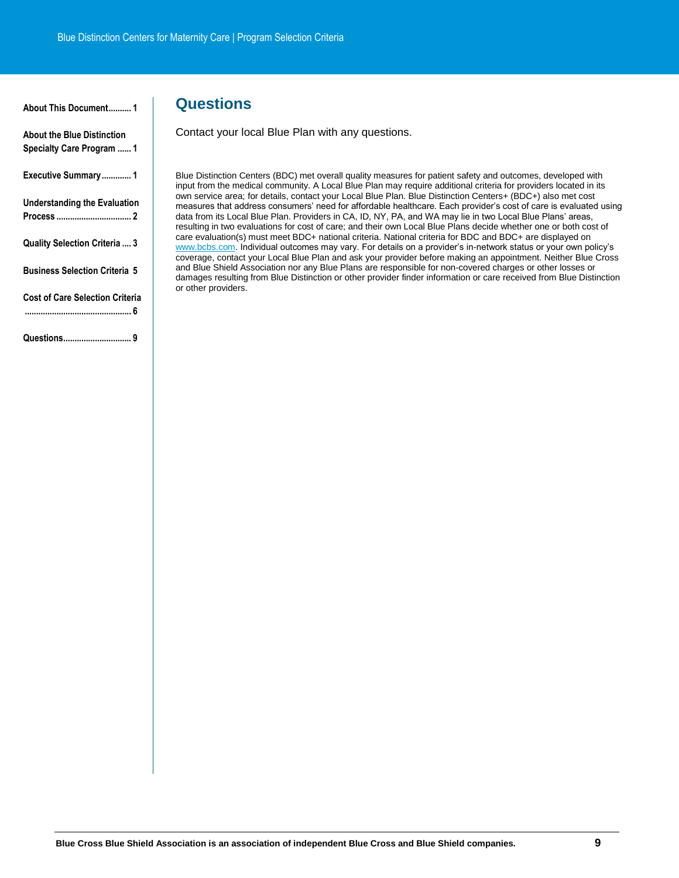## Questions

Contact your local Blue Plan with any questions.

Blue Distinction Centers (BDC) met overall quality measures for patient safety and outcomes, developed with input from the medical community. A Local Blue Plan may require additional criteria for providers located in its own service area; for details, contact your Local Blue Plan. Blue Distinction Centers+ (BDC+) also met cost measures that address consumers' need for affordable healthcare. Each provider's cost of care is evaluated using data from its Local Blue Plan. Providers in CA, ID, NY, PA, and WA may lie in two Local Blue Plans' areas, resulting in two evaluations for cost of care; and their own Local Blue Plans decide whether one or both cost of care evaluation(s) must meet BDC+ national criteria. National criteria for BDC and BDC+ are displayed on www.bcbs.com. Individual outcomes may vary. For details on a provider's in-network status or your own policy's coverage, contact your Local Blue Plan and ask your provider before making an appointment. Neither Blue Cross and Blue Shield Association nor any Blue Plans are responsible for non-covered charges or other losses or damages resulting from Blue Distinction or other provider finder information or care received from Blue Distinction or other providers.